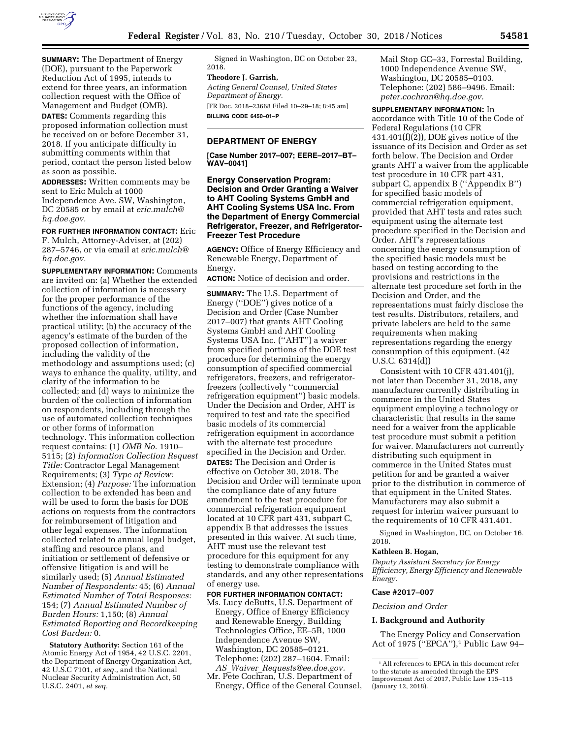**SUMMARY:** The Department of Energy (DOE), pursuant to the Paperwork Reduction Act of 1995, intends to extend for three years, an information collection request with the Office of Management and Budget (OMB).

**DATES:** Comments regarding this proposed information collection must be received on or before December 31, 2018. If you anticipate difficulty in submitting comments within that period, contact the person listed below as soon as possible.

**ADDRESSES:** Written comments may be sent to Eric Mulch at 1000 Independence Ave. SW, Washington, DC 20585 or by email at *eric.mulch@hq.doe.gov.*

**FOR FURTHER INFORMATION CONTACT:** Eric F. Mulch, Attorney-Adviser, at (202) 287–5746, or via email at *eric.mulch@hq.doe.gov.*

**SUPPLEMENTARY INFORMATION:** Comments are invited on: (a) Whether the extended collection of information is necessary for the proper performance of the functions of the agency, including whether the information shall have practical utility; (b) the accuracy of the agency's estimate of the burden of the proposed collection of information, including the validity of the methodology and assumptions used; (c) ways to enhance the quality, utility, and clarity of the information to be collected; and (d) ways to minimize the burden of the collection of information on respondents, including through the use of automated collection techniques or other forms of information technology. This information collection request contains: (1) *OMB No.* 1910–5115; (2) *Information Collection Request Title:* Contractor Legal Management Requirements; (3) *Type of Review:* Extension; (4) *Purpose:* The information collection to be extended has been and will be used to form the basis for DOE actions on requests from the contractors for reimbursement of litigation and other legal expenses. The information collected related to annual legal budget, staffing and resource plans, and initiation or settlement of defensive or offensive litigation is and will be similarly used; (5) *Annual Estimated Number of Respondents:* 45; (6) *Annual Estimated Number of Total Responses:* 154; (7) *Annual Estimated Number of Burden Hours:* 1,150; (8) *Annual Estimated Reporting and Recordkeeping Cost Burden:* 0.

**Statutory Authority:** Section 161 of the Atomic Energy Act of 1954, 42 U.S.C. 2201, the Department of Energy Organization Act, 42 U.S.C 7101, *et seq.*, and the National Nuclear Security Administration Act, 50 U.S.C. 2401, *et seq.*

Signed in Washington, DC on October 23, 2018.

**Theodore J. Garrish,**

*Acting General Counsel, United States Department of Energy.*

[FR Doc. 2018–23668 Filed 10–29–18; 8:45 am]

**BILLING CODE 6450–01–P**

## DEPARTMENT OF ENERGY

**[Case Number 2017–007; EERE–2017–BT–WAV–0041]**

### Energy Conservation Program: Decision and Order Granting a Waiver to AHT Cooling Systems GmbH and AHT Cooling Systems USA Inc. From the Department of Energy Commercial Refrigerator, Freezer, and Refrigerator-Freezer Test Procedure

**AGENCY:** Office of Energy Efficiency and Renewable Energy, Department of Energy.

**ACTION:** Notice of decision and order.

**SUMMARY:** The U.S. Department of Energy (''DOE'') gives notice of a Decision and Order (Case Number 2017–007) that grants AHT Cooling Systems GmbH and AHT Cooling Systems USA Inc. (''AHT'') a waiver from specified portions of the DOE test procedure for determining the energy consumption of specified commercial refrigerators, freezers, and refrigerator-freezers (collectively ''commercial refrigeration equipment'') basic models. Under the Decision and Order, AHT is required to test and rate the specified basic models of its commercial refrigeration equipment in accordance with the alternate test procedure specified in the Decision and Order.

**DATES:** The Decision and Order is effective on October 30, 2018. The Decision and Order will terminate upon the compliance date of any future amendment to the test procedure for commercial refrigeration equipment located at 10 CFR part 431, subpart C, appendix B that addresses the issues presented in this waiver. At such time, AHT must use the relevant test procedure for this equipment for any testing to demonstrate compliance with standards, and any other representations of energy use.

**FOR FURTHER INFORMATION CONTACT:**

Ms. Lucy deButts, U.S. Department of Energy, Office of Energy Efficiency and Renewable Energy, Building Technologies Office, EE–5B, 1000 Independence Avenue SW, Washington, DC 20585–0121. Telephone: (202) 287–1604. Email: *AS_Waiver_Requests@ee.doe.gov.*

Mr. Pete Cochran, U.S. Department of Energy, Office of the General Counsel, Mail Stop GC–33, Forrestal Building, 1000 Independence Avenue SW, Washington, DC 20585–0103. Telephone: (202) 586–9496. Email: *peter.cochran@hq.doe.gov.*

**SUPPLEMENTARY INFORMATION:** In accordance with Title 10 of the Code of Federal Regulations (10 CFR 431.401(f)(2)), DOE gives notice of the issuance of its Decision and Order as set forth below. The Decision and Order grants AHT a waiver from the applicable test procedure in 10 CFR part 431, subpart C, appendix B (''Appendix B'') for specified basic models of commercial refrigeration equipment, provided that AHT tests and rates such equipment using the alternate test procedure specified in the Decision and Order. AHT's representations concerning the energy consumption of the specified basic models must be based on testing according to the provisions and restrictions in the alternate test procedure set forth in the Decision and Order, and the representations must fairly disclose the test results. Distributors, retailers, and private labelers are held to the same requirements when making representations regarding the energy consumption of this equipment. (42 U.S.C. 6314(d))

Consistent with 10 CFR 431.401(j), not later than December 31, 2018, any manufacturer currently distributing in commerce in the United States equipment employing a technology or characteristic that results in the same need for a waiver from the applicable test procedure must submit a petition for waiver. Manufacturers not currently distributing such equipment in commerce in the United States must petition for and be granted a waiver prior to the distribution in commerce of that equipment in the United States. Manufacturers may also submit a request for interim waiver pursuant to the requirements of 10 CFR 431.401.

Signed in Washington, DC, on October 16, 2018.

**Kathleen B. Hogan,**

*Deputy Assistant Secretary for Energy Efficiency, Energy Efficiency and Renewable Energy.*

**Case #2017–007**

*Decision and Order*

**I. Background and Authority**

The Energy Policy and Conservation Act of 1975 (''EPCA''),[1] Public Law 94–

[1] All references to EPCA in this document refer to the statute as amended through the EPS Improvement Act of 2017, Public Law 115–115 (January 12, 2018).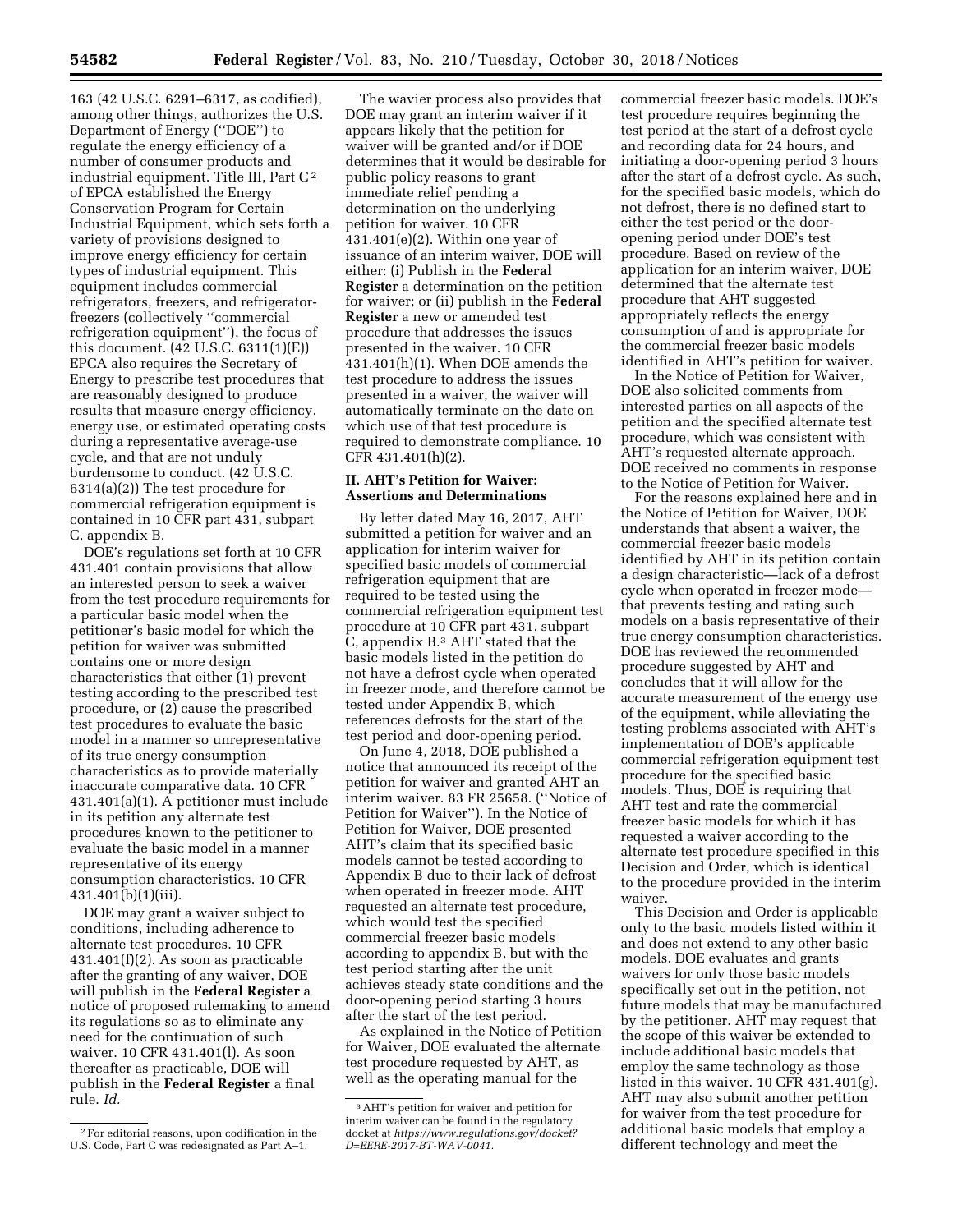163 (42 U.S.C. 6291–6317, as codified), among other things, authorizes the U.S. Department of Energy (''DOE'') to regulate the energy efficiency of a number of consumer products and industrial equipment. Title III, Part C[2] of EPCA established the Energy Conservation Program for Certain Industrial Equipment, which sets forth a variety of provisions designed to improve energy efficiency for certain types of industrial equipment. This equipment includes commercial refrigerators, freezers, and refrigerator-freezers (collectively ''commercial refrigeration equipment''), the focus of this document. (42 U.S.C. 6311(1)(E)) EPCA also requires the Secretary of Energy to prescribe test procedures that are reasonably designed to produce results that measure energy efficiency, energy use, or estimated operating costs during a representative average-use cycle, and that are not unduly burdensome to conduct. (42 U.S.C. 6314(a)(2)) The test procedure for commercial refrigeration equipment is contained in 10 CFR part 431, subpart C, appendix B.

DOE's regulations set forth at 10 CFR 431.401 contain provisions that allow an interested person to seek a waiver from the test procedure requirements for a particular basic model when the petitioner's basic model for which the petition for waiver was submitted contains one or more design characteristics that either (1) prevent testing according to the prescribed test procedure, or (2) cause the prescribed test procedures to evaluate the basic model in a manner so unrepresentative of its true energy consumption characteristics as to provide materially inaccurate comparative data. 10 CFR 431.401(a)(1). A petitioner must include in its petition any alternate test procedures known to the petitioner to evaluate the basic model in a manner representative of its energy consumption characteristics. 10 CFR 431.401(b)(1)(iii).

DOE may grant a waiver subject to conditions, including adherence to alternate test procedures. 10 CFR 431.401(f)(2). As soon as practicable after the granting of any waiver, DOE will publish in the **Federal Register** a notice of proposed rulemaking to amend its regulations so as to eliminate any need for the continuation of such waiver. 10 CFR 431.401(l). As soon thereafter as practicable, DOE will publish in the **Federal Register** a final rule. *Id.*

The wavier process also provides that DOE may grant an interim waiver if it appears likely that the petition for waiver will be granted and/or if DOE determines that it would be desirable for public policy reasons to grant immediate relief pending a determination on the underlying petition for waiver. 10 CFR 431.401(e)(2). Within one year of issuance of an interim waiver, DOE will either: (i) Publish in the **Federal Register** a determination on the petition for waiver; or (ii) publish in the **Federal Register** a new or amended test procedure that addresses the issues presented in the waiver. 10 CFR 431.401(h)(1). When DOE amends the test procedure to address the issues presented in a waiver, the waiver will automatically terminate on the date on which use of that test procedure is required to demonstrate compliance. 10 CFR 431.401(h)(2).

## II. AHT's Petition for Waiver: Assertions and Determinations

By letter dated May 16, 2017, AHT submitted a petition for waiver and an application for interim waiver for specified basic models of commercial refrigeration equipment that are required to be tested using the commercial refrigeration equipment test procedure at 10 CFR part 431, subpart C, appendix B.[3] AHT stated that the basic models listed in the petition do not have a defrost cycle when operated in freezer mode, and therefore cannot be tested under Appendix B, which references defrosts for the start of the test period and door-opening period.

On June 4, 2018, DOE published a notice that announced its receipt of the petition for waiver and granted AHT an interim waiver. 83 FR 25658. (''Notice of Petition for Waiver''). In the Notice of Petition for Waiver, DOE presented AHT's claim that its specified basic models cannot be tested according to Appendix B due to their lack of defrost when operated in freezer mode. AHT requested an alternate test procedure, which would test the specified commercial freezer basic models according to appendix B, but with the test period starting after the unit achieves steady state conditions and the door-opening period starting 3 hours after the start of the test period.

As explained in the Notice of Petition for Waiver, DOE evaluated the alternate test procedure requested by AHT, as well as the operating manual for the commercial freezer basic models. DOE's test procedure requires beginning the test period at the start of a defrost cycle and recording data for 24 hours, and initiating a door-opening period 3 hours after the start of a defrost cycle. As such, for the specified basic models, which do not defrost, there is no defined start to either the test period or the door-opening period under DOE's test procedure. Based on review of the application for an interim waiver, DOE determined that the alternate test procedure that AHT suggested appropriately reflects the energy consumption of and is appropriate for the commercial freezer basic models identified in AHT's petition for waiver.

In the Notice of Petition for Waiver, DOE also solicited comments from interested parties on all aspects of the petition and the specified alternate test procedure, which was consistent with AHT's requested alternate approach. DOE received no comments in response to the Notice of Petition for Waiver.

For the reasons explained here and in the Notice of Petition for Waiver, DOE understands that absent a waiver, the commercial freezer basic models identified by AHT in its petition contain a design characteristic—lack of a defrost cycle when operated in freezer mode—that prevents testing and rating such models on a basis representative of their true energy consumption characteristics. DOE has reviewed the recommended procedure suggested by AHT and concludes that it will allow for the accurate measurement of the energy use of the equipment, while alleviating the testing problems associated with AHT's implementation of DOE's applicable commercial refrigeration equipment test procedure for the specified basic models. Thus, DOE is requiring that AHT test and rate the commercial freezer basic models for which it has requested a waiver according to the alternate test procedure specified in this Decision and Order, which is identical to the procedure provided in the interim waiver.

This Decision and Order is applicable only to the basic models listed within it and does not extend to any other basic models. DOE evaluates and grants waivers for only those basic models specifically set out in the petition, not future models that may be manufactured by the petitioner. AHT may request that the scope of this waiver be extended to include additional basic models that employ the same technology as those listed in this waiver. 10 CFR 431.401(g). AHT may also submit another petition for waiver from the test procedure for additional basic models that employ a different technology and meet the

[2] For editorial reasons, upon codification in the U.S. Code, Part C was redesignated as Part A–1.

[3] AHT's petition for waiver and petition for interim waiver can be found in the regulatory docket at *https://www.regulations.gov/docket?D=EERE-2017-BT-WAV-0041.*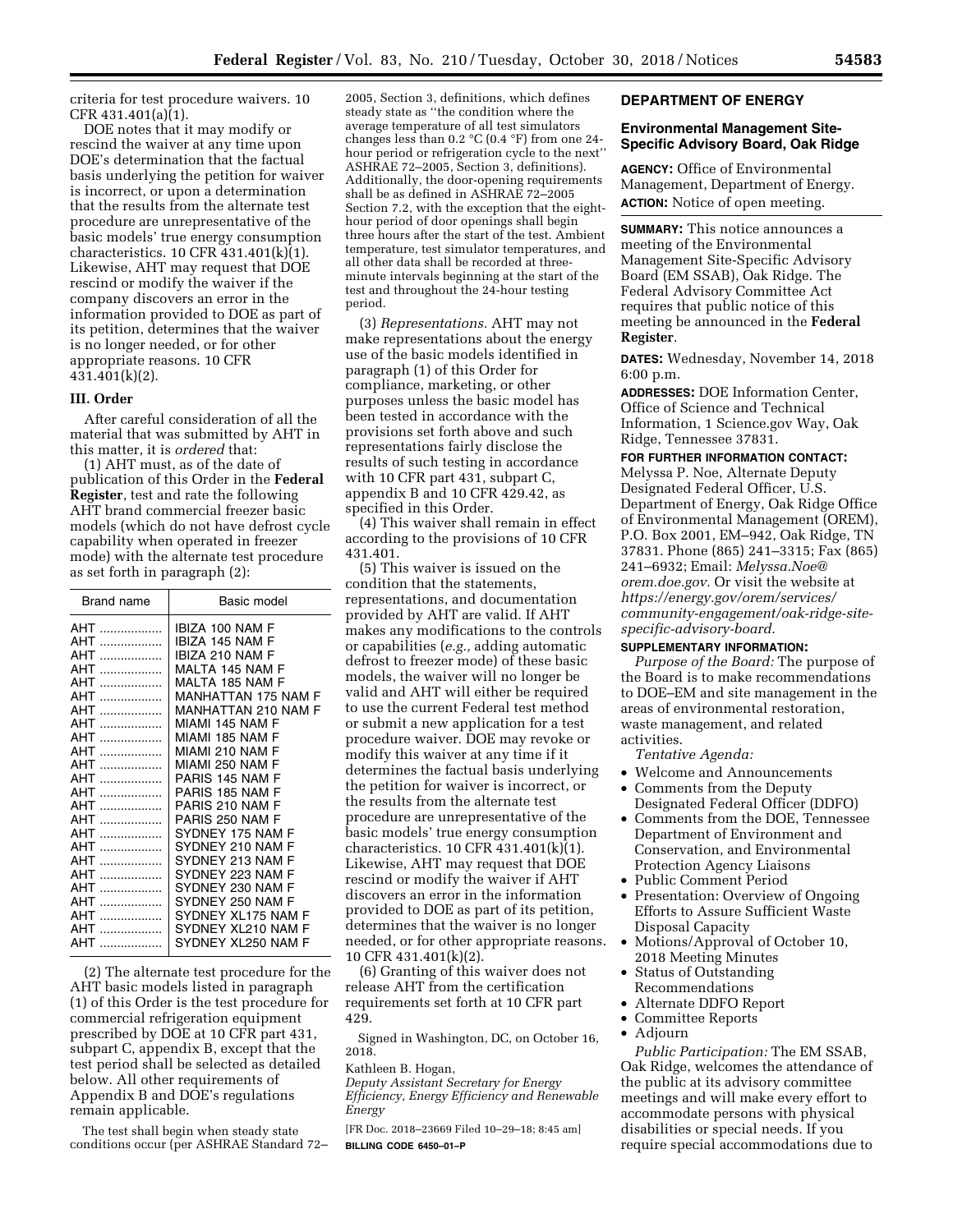criteria for test procedure waivers. 10 CFR 431.401(a)(1).

DOE notes that it may modify or rescind the waiver at any time upon DOE's determination that the factual basis underlying the petition for waiver is incorrect, or upon a determination that the results from the alternate test procedure are unrepresentative of the basic models' true energy consumption characteristics. 10 CFR 431.401(k)(1). Likewise, AHT may request that DOE rescind or modify the waiver if the company discovers an error in the information provided to DOE as part of its petition, determines that the waiver is no longer needed, or for other appropriate reasons. 10 CFR 431.401(k)(2).

## III. Order

After careful consideration of all the material that was submitted by AHT in this matter, it is *ordered* that:

(1) AHT must, as of the date of publication of this Order in the **Federal Register**, test and rate the following AHT brand commercial freezer basic models (which do not have defrost cycle capability when operated in freezer mode) with the alternate test procedure as set forth in paragraph (2):

| Brand name | Basic model |
|---|---|
| AHT | IBIZA 100 NAM F |
| AHT | IBIZA 145 NAM F |
| AHT | IBIZA 210 NAM F |
| AHT | MALTA 145 NAM F |
| AHT | MALTA 185 NAM F |
| AHT | MANHATTAN 175 NAM F |
| AHT | MANHATTAN 210 NAM F |
| AHT | MIAMI 145 NAM F |
| AHT | MIAMI 185 NAM F |
| AHT | MIAMI 210 NAM F |
| AHT | MIAMI 250 NAM F |
| AHT | PARIS 145 NAM F |
| AHT | PARIS 185 NAM F |
| AHT | PARIS 210 NAM F |
| AHT | PARIS 250 NAM F |
| AHT | SYDNEY 175 NAM F |
| AHT | SYDNEY 210 NAM F |
| AHT | SYDNEY 213 NAM F |
| AHT | SYDNEY 223 NAM F |
| AHT | SYDNEY 230 NAM F |
| AHT | SYDNEY 250 NAM F |
| AHT | SYDNEY XL175 NAM F |
| AHT | SYDNEY XL210 NAM F |
| AHT | SYDNEY XL250 NAM F |

(2) The alternate test procedure for the AHT basic models listed in paragraph (1) of this Order is the test procedure for commercial refrigeration equipment prescribed by DOE at 10 CFR part 431, subpart C, appendix B, except that the test period shall be selected as detailed below. All other requirements of Appendix B and DOE's regulations remain applicable.

The test shall begin when steady state conditions occur (per ASHRAE Standard 72–2005, Section 3, definitions, which defines steady state as "the condition where the average temperature of all test simulators changes less than 0.2 °C (0.4 °F) from one 24-hour period or refrigeration cycle to the next" ASHRAE 72–2005, Section 3, definitions). Additionally, the door-opening requirements shall be as defined in ASHRAE 72–2005 Section 7.2, with the exception that the eight-hour period of door openings shall begin three hours after the start of the test. Ambient temperature, test simulator temperatures, and all other data shall be recorded at three-minute intervals beginning at the start of the test and throughout the 24-hour testing period.

(3) *Representations.* AHT may not make representations about the energy use of the basic models identified in paragraph (1) of this Order for compliance, marketing, or other purposes unless the basic model has been tested in accordance with the provisions set forth above and such representations fairly disclose the results of such testing in accordance with 10 CFR part 431, subpart C, appendix B and 10 CFR 429.42, as specified in this Order.

(4) This waiver shall remain in effect according to the provisions of 10 CFR 431.401.

(5) This waiver is issued on the condition that the statements, representations, and documentation provided by AHT are valid. If AHT makes any modifications to the controls or capabilities (*e.g.,* adding automatic defrost to freezer mode) of these basic models, the waiver will no longer be valid and AHT will either be required to use the current Federal test method or submit a new application for a test procedure waiver. DOE may revoke or modify this waiver at any time if it determines the factual basis underlying the petition for waiver is incorrect, or the results from the alternate test procedure are unrepresentative of the basic models' true energy consumption characteristics. 10 CFR 431.401(k)(1). Likewise, AHT may request that DOE rescind or modify the waiver if AHT discovers an error in the information provided to DOE as part of its petition, determines that the waiver is no longer needed, or for other appropriate reasons. 10 CFR 431.401(k)(2).

(6) Granting of this waiver does not release AHT from the certification requirements set forth at 10 CFR part 429.

Signed in Washington, DC, on October 16, 2018.

Kathleen B. Hogan,

*Deputy Assistant Secretary for Energy Efficiency, Energy Efficiency and Renewable Energy*

[FR Doc. 2018–23669 Filed 10–29–18; 8:45 am]

**BILLING CODE 6450–01–P**

## DEPARTMENT OF ENERGY

### Environmental Management Site-Specific Advisory Board, Oak Ridge

**AGENCY:** Office of Environmental Management, Department of Energy.

**ACTION:** Notice of open meeting.

**SUMMARY:** This notice announces a meeting of the Environmental Management Site-Specific Advisory Board (EM SSAB), Oak Ridge. The Federal Advisory Committee Act requires that public notice of this meeting be announced in the **Federal Register**.

**DATES:** Wednesday, November 14, 2018 6:00 p.m.

**ADDRESSES:** DOE Information Center, Office of Science and Technical Information, 1 Science.gov Way, Oak Ridge, Tennessee 37831.

**FOR FURTHER INFORMATION CONTACT:** Melyssa P. Noe, Alternate Deputy Designated Federal Officer, U.S. Department of Energy, Oak Ridge Office of Environmental Management (OREM), P.O. Box 2001, EM–942, Oak Ridge, TN 37831. Phone (865) 241–3315; Fax (865) 241–6932; Email: *Melyssa.Noe@orem.doe.gov.* Or visit the website at *https://energy.gov/orem/services/community-engagement/oak-ridge-site-specific-advisory-board.*

**SUPPLEMENTARY INFORMATION:**

*Purpose of the Board:* The purpose of the Board is to make recommendations to DOE–EM and site management in the areas of environmental restoration, waste management, and related activities.

*Tentative Agenda:*

- Welcome and Announcements
- Comments from the Deputy Designated Federal Officer (DDFO)
- Comments from the DOE, Tennessee Department of Environment and Conservation, and Environmental Protection Agency Liaisons
- Public Comment Period
- Presentation: Overview of Ongoing Efforts to Assure Sufficient Waste Disposal Capacity
- Motions/Approval of October 10, 2018 Meeting Minutes
- Status of Outstanding Recommendations
- Alternate DDFO Report
- Committee Reports
- Adjourn

*Public Participation:* The EM SSAB, Oak Ridge, welcomes the attendance of the public at its advisory committee meetings and will make every effort to accommodate persons with physical disabilities or special needs. If you require special accommodations due to